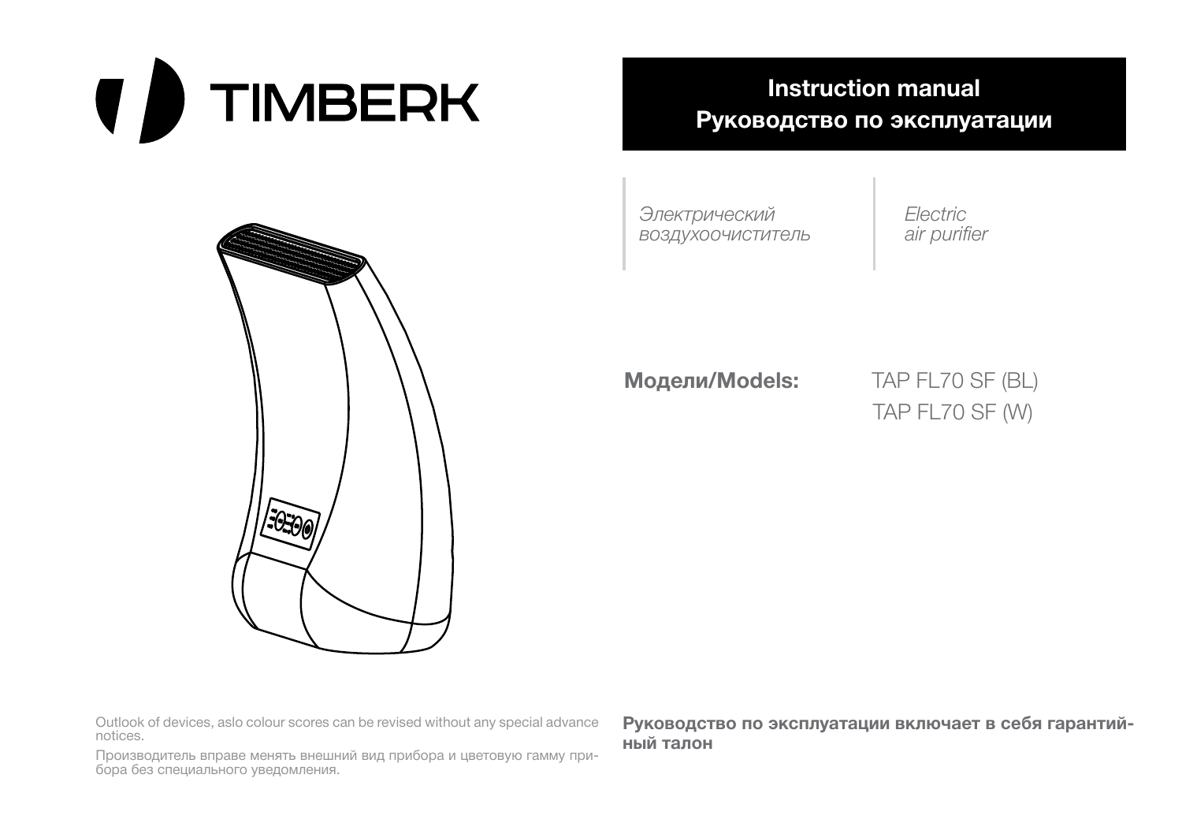# TIMBERK

## Instruction manual
## Руководство по эксплуатации

*Электрический воздухоочиститель*

*Electric air purifier*

**Модели/Models:** TAP FL70 SF (BL)
TAP FL70 SF (W)

Outlook of devices, aslo colour scores can be revised without any special advance notices.

Производитель вправе менять внешний вид прибора и цветовую гамму прибора без специального уведомления.

**Руководство по эксплуатации включает в себя гарантийный талон**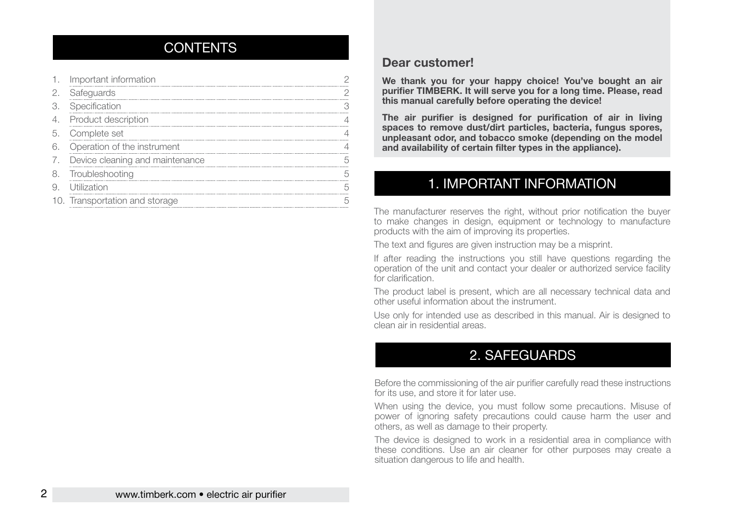## CONTENTS

1. Important information 2
2. Safeguards 2
3. Specification 3
4. Product description 4
5. Complete set 4
6. Operation of the instrument 4
7. Device cleaning and maintenance 5
8. Troubleshooting 5
9. Utilization 5
10. Transportation and storage 5

**Dear customer!**

**We thank you for your happy choice! You've bought an air purifier TIMBERK. It will serve you for a long time. Please, read this manual carefully before operating the device!**

**The air purifier is designed for purification of air in living spaces to remove dust/dirt particles, bacteria, fungus spores, unpleasant odor, and tobacco smoke (depending on the model and availability of certain filter types in the appliance).**

## 1. IMPORTANT INFORMATION

The manufacturer reserves the right, without prior notification the buyer to make changes in design, equipment or technology to manufacture products with the aim of improving its properties.

The text and figures are given instruction may be a misprint.

If after reading the instructions you still have questions regarding the operation of the unit and contact your dealer or authorized service facility for clarification.

The product label is present, which are all necessary technical data and other useful information about the instrument.

Use only for intended use as described in this manual. Air is designed to clean air in residential areas.

## 2. SAFEGUARDS

Before the commissioning of the air purifier carefully read these instructions for its use, and store it for later use.

When using the device, you must follow some precautions. Misuse of power of ignoring safety precautions could cause harm the user and others, as well as damage to their property.

The device is designed to work in a residential area in compliance with these conditions. Use an air cleaner for other purposes may create a situation dangerous to life and health.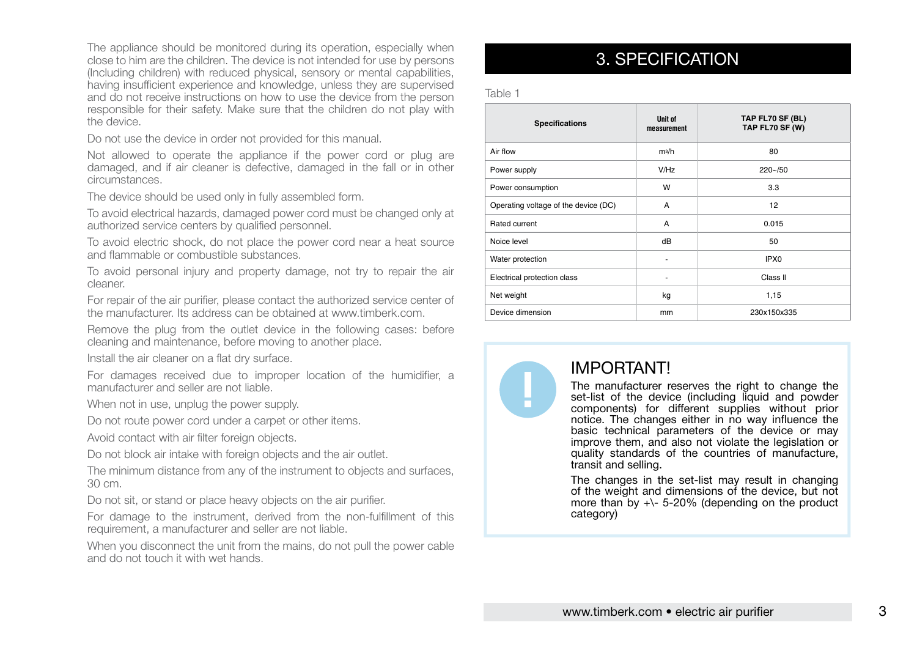The appliance should be monitored during its operation, especially when close to him are the children. The device is not intended for use by persons (Including children) with reduced physical, sensory or mental capabilities, having insufficient experience and knowledge, unless they are supervised and do not receive instructions on how to use the device from the person responsible for their safety. Make sure that the children do not play with the device.

Do not use the device in order not provided for this manual.

Not allowed to operate the appliance if the power cord or plug are damaged, and if air cleaner is defective, damaged in the fall or in other circumstances.

The device should be used only in fully assembled form.

To avoid electrical hazards, damaged power cord must be changed only at authorized service centers by qualified personnel.

To avoid electric shock, do not place the power cord near a heat source and flammable or combustible substances.

To avoid personal injury and property damage, not try to repair the air cleaner.

For repair of the air purifier, please contact the authorized service center of the manufacturer. Its address can be obtained at www.timberk.com.

Remove the plug from the outlet device in the following cases: before cleaning and maintenance, before moving to another place.

Install the air cleaner on a flat dry surface.

For damages received due to improper location of the humidifier, a manufacturer and seller are not liable.

When not in use, unplug the power supply.

Do not route power cord under a carpet or other items.

Avoid contact with air filter foreign objects.

Do not block air intake with foreign objects and the air outlet.

The minimum distance from any of the instrument to objects and surfaces, 30 cm.

Do not sit, or stand or place heavy objects on the air purifier.

For damage to the instrument, derived from the non-fulfillment of this requirement, a manufacturer and seller are not liable.

When you disconnect the unit from the mains, do not pull the power cable and do not touch it with wet hands.

# 3. SPECIFICATION

Table 1

| Specifications | Unit of measurement | TAP FL70 SF (BL) TAP FL70 SF (W) |
|---|---|---|
| Air flow | $m^3/h$ | 80 |
| Power supply | V/Hz | 220~/50 |
| Power consumption | W | 3.3 |
| Operating voltage of the device (DC) | A | 12 |
| Rated current | A | 0.015 |
| Noice level | dB | 50 |
| Water protection | - | IPX0 |
| Electrical protection class | - | Class II |
| Net weight | kg | 1,15 |
| Device dimension | mm | 230x150x335 |

## IMPORTANT!

The manufacturer reserves the right to change the set-list of the device (including liquid and powder components) for different supplies without prior notice. The changes either in no way influence the basic technical parameters of the device or may improve them, and also not violate the legislation or quality standards of the countries of manufacture, transit and selling.

The changes in the set-list may result in changing of the weight and dimensions of the device, but not more than by +\- 5-20% (depending on the product category)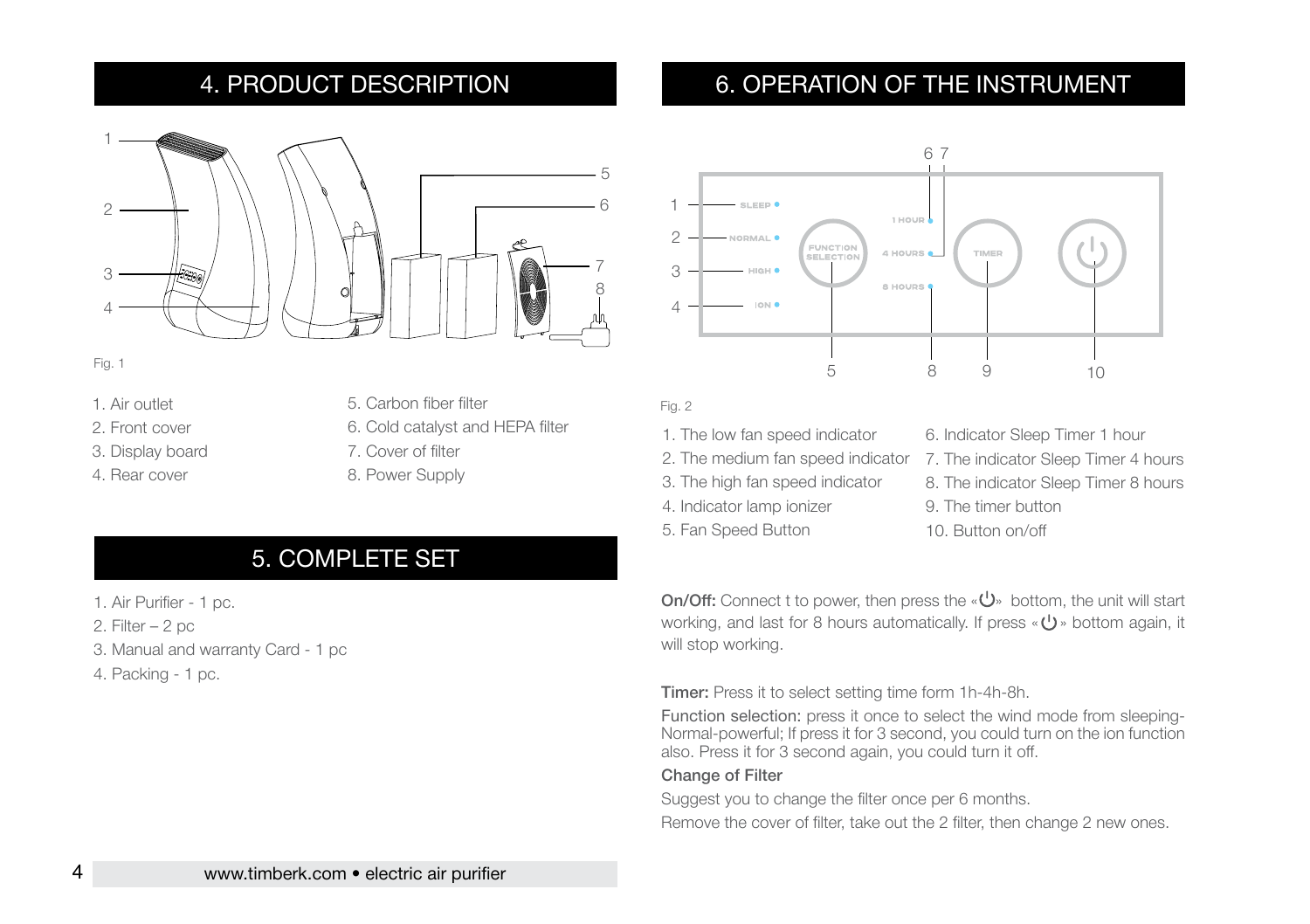## 4. PRODUCT DESCRIPTION

Fig. 1

1. Air outlet
2. Front cover
3. Display board
4. Rear cover
5. Carbon fiber filter
6. Cold catalyst and HEPA filter
7. Cover of filter
8. Power Supply

## 5. COMPLETE SET

1. Air Purifier - 1 pc.
2. Filter – 2 pc
3. Manual and warranty Card - 1 pc
4. Packing - 1 pc.

## 6. OPERATION OF THE INSTRUMENT

Fig. 2

1. The low fan speed indicator
2. The medium fan speed indicator
3. The high fan speed indicator
4. Indicator lamp ionizer
5. Fan Speed Button
6. Indicator Sleep Timer 1 hour
7. The indicator Sleep Timer 4 hours
8. The indicator Sleep Timer 8 hours
9. The timer button
10. Button on/off

**On/Off:** Connect t to power, then press the «⏻» bottom, the unit will start working, and last for 8 hours automatically. If press «⏻» bottom again, it will stop working.

**Timer:** Press it to select setting time form 1h-4h-8h.

Function selection: press it once to select the wind mode from sleeping-Normal-powerful; If press it for 3 second, you could turn on the ion function also. Press it for 3 second again, you could turn it off.

**Change of Filter**

Suggest you to change the filter once per 6 months.

Remove the cover of filter, take out the 2 filter, then change 2 new ones.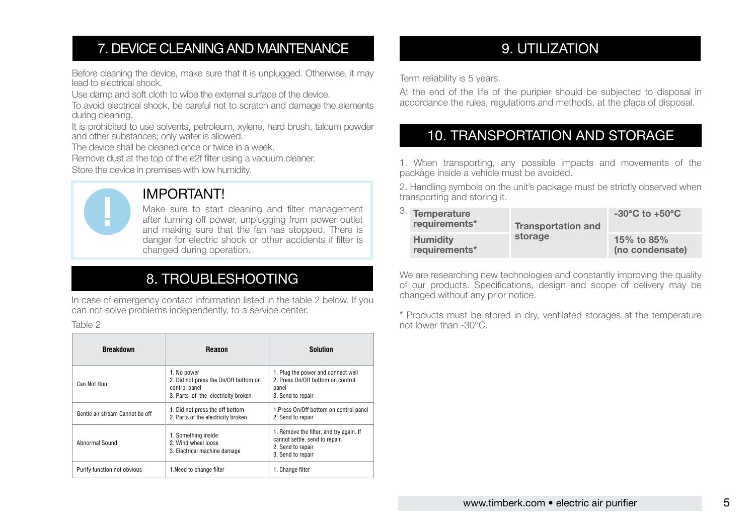## 7. DEVICE CLEANING AND MAINTENANCE

Before cleaning the device, make sure that it is unplugged. Otherwise, it may lead to electrical shock.

Use damp and soft cloth to wipe the external surface of the device.

To avoid electrical shock, be careful not to scratch and damage the elements during cleaning.

It is prohibited to use solvents, petroleum, xylene, hard brush, talcum powder and other substances; only water is allowed.

The device shall be cleaned once or twice in a week.

Remove dust at the top of the e2f filter using a vacuum cleaner.

Store the device in premises with low humidity.

**IMPORTANT!**

Make sure to start cleaning and filter management after turning off power, unplugging from power outlet and making sure that the fan has stopped. There is danger for electric shock or other accidents if filter is changed during operation.

## 8. TROUBLESHOOTING

In case of emergency contact information listed in the table 2 below. If you can not solve problems independently, to a service center.

Table 2

| Breakdown | Reason | Solution |
|---|---|---|
| Can Not Run | 1. No power<br>2. Did not press the On/Off bottom on control panel<br>3. Parts of the electricity broken | 1. Plug the power and connect well<br>2. Press On/Off bottom on control panel<br>3. Send to repair |
| Gentle air stream Cannot be off | 1. Did not press the off bottom<br>2. Parts of the electricity broken | 1.Press On/Off bottom on control panel<br>2. Send to repair |
| Abnormal Sound | 1. Something inside<br>2. Wind wheel loose<br>3. Electrical machine damage | 1. Remove the filter, and try again. If cannot settle, send to repair.<br>2. Send to repair<br>3. Send to repair |
| Purify function not obvious | 1.Need to change filter | 1. Change filter |

## 9. UTILIZATION

Term reliability is 5 years.

At the end of the life of the puripier should be subjected to disposal in accordance the rules, regulations and methods, at the place of disposal.

## 10. TRANSPORTATION AND STORAGE

1. When transporting, any possible impacts and movements of the package inside a vehicle must be avoided.
2. Handling symbols on the unit's package must be strictly observed when transporting and storing it.
3.

| **Temperature requirements*** | **Transportation and storage** | **-30°C to +50°C** |
|---|---|---|
| **Humidity requirements*** | | **15% to 85% (no condensate)** |

We are researching new technologies and constantly improving the quality of our products. Specifications, design and scope of delivery may be changed without any prior notice.

* Products must be stored in dry, ventilated storages at the temperature not lower than -30°C.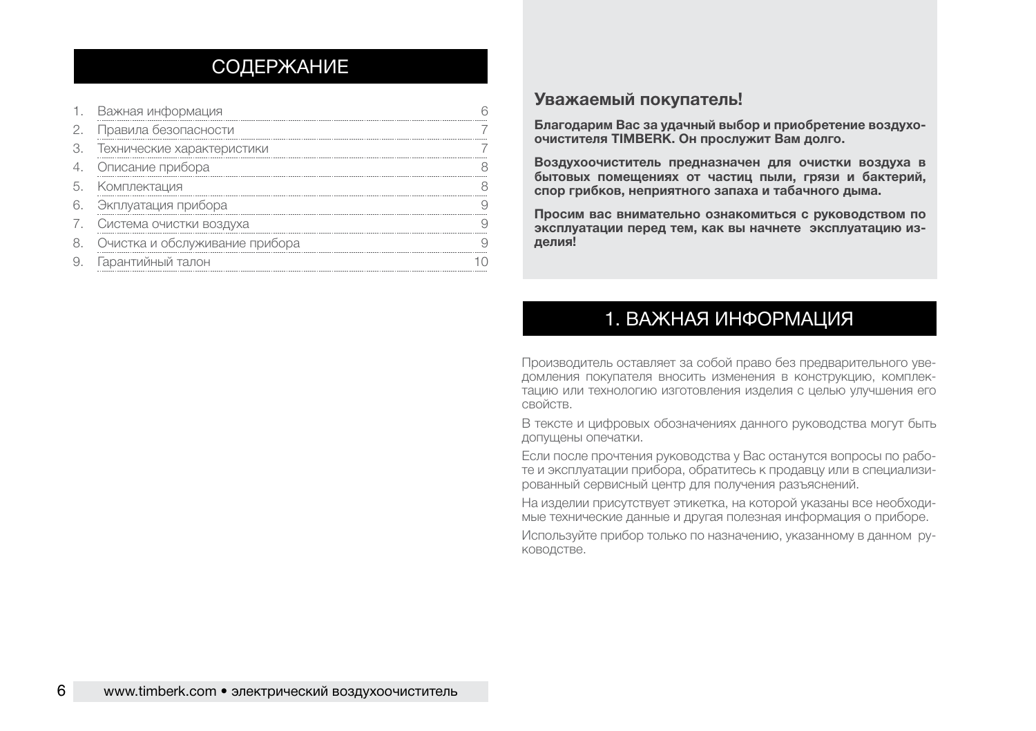## СОДЕРЖАНИЕ

1. Важная информация 6
2. Правила безопасности 7
3. Технические характеристики 7
4. Описание прибора 8
5. Комплектация 8
6. Экплуатация прибора 9
7. Система очистки воздуха 9
8. Очистка и обслуживание прибора 9
9. Гарантийный талон 10

**Уважаемый покупатель!**

**Благодарим Вас за удачный выбор и приобретение воздухоочистителя TIMBERK. Он прослужит Вам долго.**

**Воздухоочиститель предназначен для очистки воздуха в бытовых помещениях от частиц пыли, грязи и бактерий, спор грибков, неприятного запаха и табачного дыма.**

**Просим вас внимательно ознакомиться с руководством по эксплуатации перед тем, как вы начнете эксплуатацию изделия!**

## 1. ВАЖНАЯ ИНФОРМАЦИЯ

Производитель оставляет за собой право без предварительного уведомления покупателя вносить изменения в конструкцию, комплектацию или технологию изготовления изделия с целью улучшения его свойств.

В тексте и цифровых обозначениях данного руководства могут быть допущены опечатки.

Если после прочтения руководства у Вас останутся вопросы по работе и эксплуатации прибора, обратитесь к продавцу или в специализированный сервисный центр для получения разъяснений.

На изделии присутствует этикетка, на которой указаны все необходимые технические данные и другая полезная информация о приборе.

Используйте прибор только по назначению, указанному в данном руководстве.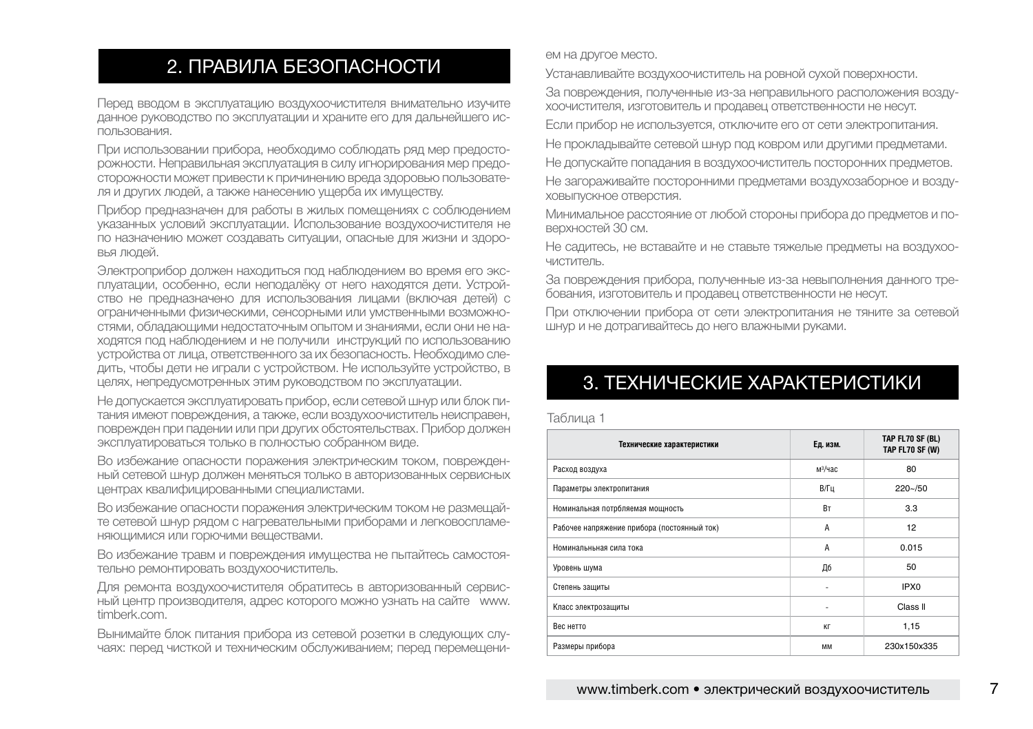## 2. ПРАВИЛА БЕЗОПАСНОСТИ

Перед вводом в эксплуатацию воздухоочистителя внимательно изучите данное руководство по эксплуатации и храните его для дальнейшего использования.

При использовании прибора, необходимо соблюдать ряд мер предосторожности. Неправильная эксплуатация в силу игнорирования мер предосторожности может привести к причинению вреда здоровью пользователя и других людей, а также нанесению ущерба их имуществу.

Прибор предназначен для работы в жилых помещениях с соблюдением указанных условий эксплуатации. Использование воздухоочистителя не по назначению может создавать ситуации, опасные для жизни и здоровья людей.

Электроприбор должен находиться под наблюдением во время его эксплуатации, особенно, если неподалёку от него находятся дети. Устройство не предназначено для использования лицами (включая детей) с ограниченными физическими, сенсорными или умственными возможностями, обладающими недостаточным опытом и знаниями, если они не находятся под наблюдением и не получили инструкций по использованию устройства от лица, ответственного за их безопасность. Необходимо следить, чтобы дети не играли с устройством. Не используйте устройство, в целях, непредусмотренных этим руководством по эксплуатации.

Не допускается эксплуатировать прибор, если сетевой шнур или блок питания имеют повреждения, а также, если воздухоочиститель неисправен, поврежден при падении или при других обстоятельствах. Прибор должен эксплуатироваться только в полностью собранном виде.

Во избежание опасности поражения электрическим током, поврежденный сетевой шнур должен меняться только в авторизованных сервисных центрах квалифицированными специалистами.

Во избежание опасности поражения электрическим током не размещайте сетевой шнур рядом с нагревательными приборами и легковоспламеняющимися или горючими веществами.

Во избежание травм и повреждения имущества не пытайтесь самостоятельно ремонтировать воздухоочиститель.

Для ремонта воздухоочистителя обратитесь в авторизованный сервисный центр производителя, адрес которого можно узнать на сайте www.timberk.com.

Вынимайте блок питания прибора из сетевой розетки в следующих случаях: перед чисткой и техническим обслуживанием; перед перемещением на другое место.

Устанавливайте воздухоочиститель на ровной сухой поверхности.

За повреждения, полученные из-за неправильного расположения воздухоочистителя, изготовитель и продавец ответственности не несут.

Если прибор не используется, отключите его от сети электропитания.

Не прокладывайте сетевой шнур под ковром или другими предметами.

Не допускайте попадания в воздухоочиститель посторонних предметов.

Не загораживайте посторонними предметами воздухозаборное и воздуховыпускное отверстия.

Минимальное расстояние от любой стороны прибора до предметов и поверхностей 30 см.

Не садитесь, не вставайте и не ставьте тяжелые предметы на воздухоочиститель.

За повреждения прибора, полученные из-за невыполнения данного требования, изготовитель и продавец ответственности не несут.

При отключении прибора от сети электропитания не тяните за сетевой шнур и не дотрагивайтесь до него влажными руками.

## 3. ТЕХНИЧЕСКИЕ ХАРАКТЕРИСТИКИ

Таблица 1

| Технические характеристики | Ед. изм. | TAP FL70 SF (BL) TAP FL70 SF (W) |
|---|---|---|
| Расход воздуха | м³/час | 80 |
| Параметры электропитания | В/Гц | 220~/50 |
| Номинальная потрбляемая мощность | Вт | 3.3 |
| Рабочее напряжение прибора (постоянный ток) | А | 12 |
| Номинальньная сила тока | А | 0.015 |
| Уровень шума | Дб | 50 |
| Степень защиты | - | IPX0 |
| Класс электрозащиты | - | Class II |
| Вес нетто | кг | 1,15 |
| Размеры прибора | мм | 230x150x335 |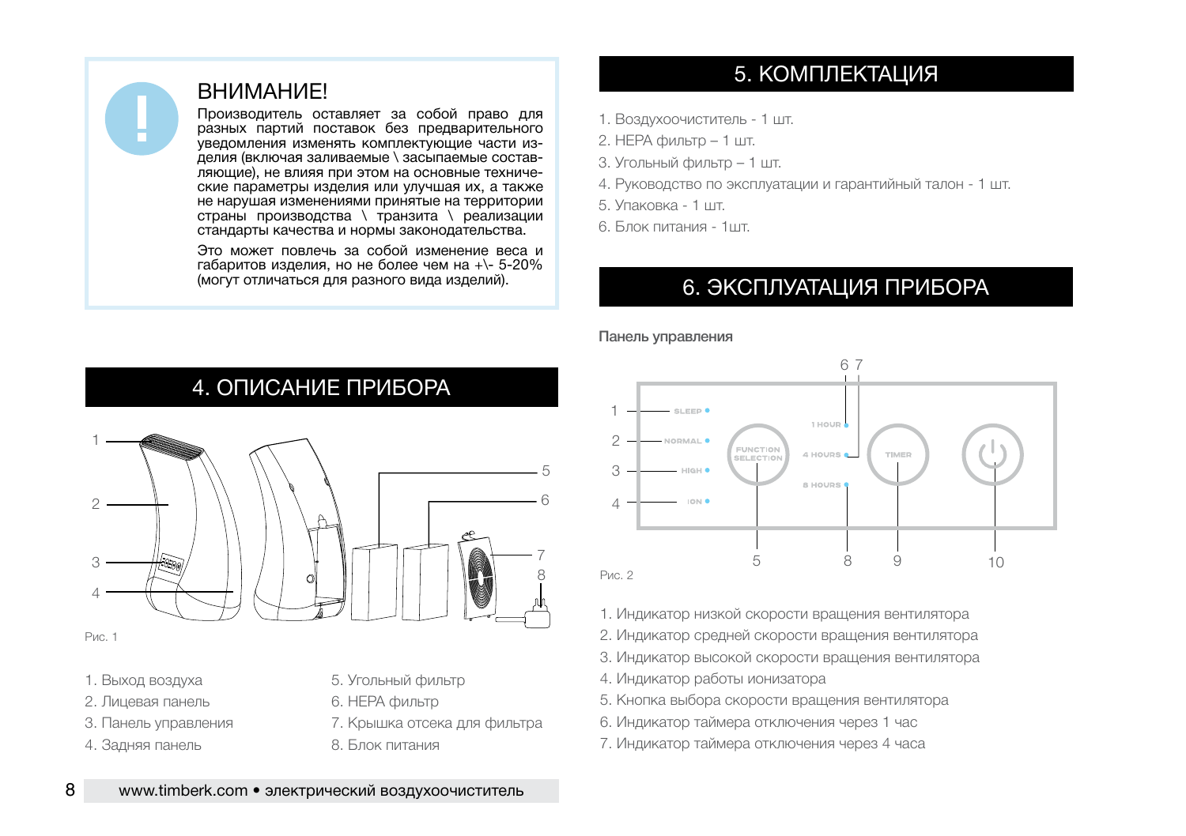## ВНИМАНИЕ!

Производитель оставляет за собой право для разных партий поставок без предварительного уведомления изменять комплектующие части изделия (включая заливаемые \ засыпаемые составляющие), не влияя при этом на основные технические параметры изделия или улучшая их, а также не нарушая изменениями принятые на территории страны производства \ транзита \ реализации стандарты качества и нормы законодательства.

Это может повлечь за собой изменение веса и габаритов изделия, но не более чем на +\- 5-20% (могут отличаться для разного вида изделий).

# 4. ОПИСАНИЕ ПРИБОРА

Рис. 1

1. Выход воздуха
2. Лицевая панель
3. Панель управления
4. Задняя панель
5. Угольный фильтр
6. HEPA фильтр
7. Крышка отсека для фильтра
8. Блок питания

# 5. КОМПЛЕКТАЦИЯ

1. Воздухоочиститель - 1 шт.
2. HEPA фильтр – 1 шт.
3. Угольный фильтр – 1 шт.
4. Руководство по эксплуатации и гарантийный талон - 1 шт.
5. Упаковка - 1 шт.
6. Блок питания - 1шт.

# 6. ЭКСПЛУАТАЦИЯ ПРИБОРА

**Панель управления**

SLEEP, NORMAL, HIGH, ION, FUNCTION SELECTION, 1 HOUR, 4 HOURS, 8 HOURS, TIMER

Рис. 2

1. Индикатор низкой скорости вращения вентилятора
2. Индикатор средней скорости вращения вентилятора
3. Индикатор высокой скорости вращения вентилятора
4. Индикатор работы ионизатора
5. Кнопка выбора скорости вращения вентилятора
6. Индикатор таймера отключения через 1 час
7. Индикатор таймера отключения через 4 часа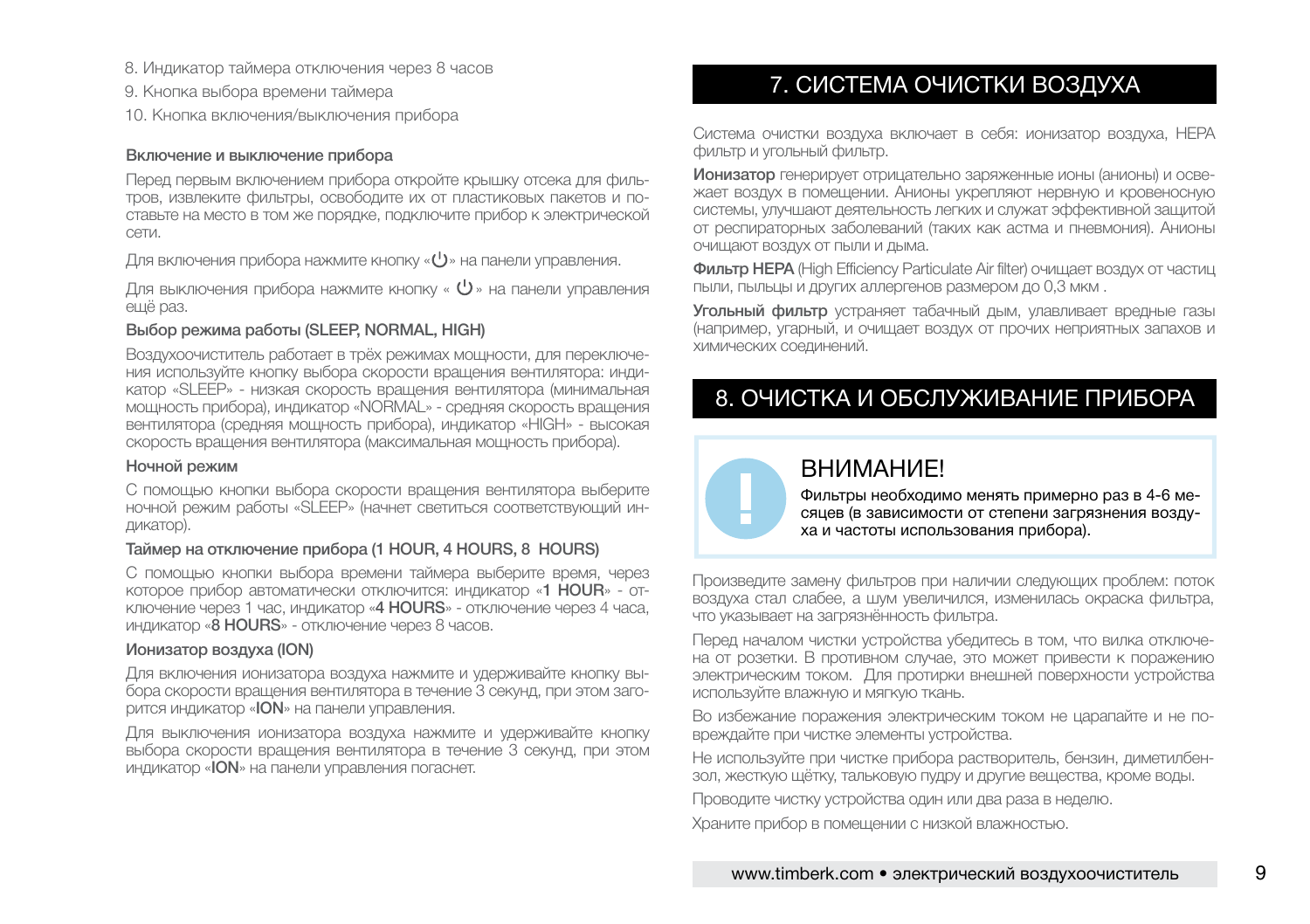8. Индикатор таймера отключения через 8 часов
9. Кнопка выбора времени таймера
10. Кнопка включения/выключения прибора

### Включение и выключение прибора

Перед первым включением прибора откройте крышку отсека для фильтров, извлеките фильтры, освободите их от пластиковых пакетов и поставьте на место в том же порядке, подключите прибор к электрической сети.

Для включения прибора нажмите кнопку «⏻» на панели управления.

Для выключения прибора нажмите кнопку « ⏻» на панели управления ещё раз.

### Выбор режима работы (SLEEP, NORMAL, HIGH)

Воздухоочиститель работает в трёх режимах мощности, для переключения используйте кнопку выбора скорости вращения вентилятора: индикатор «SLEEP» - низкая скорость вращения вентилятора (минимальная мощность прибора), индикатор «NORMAL» - средняя скорость вращения вентилятора (средняя мощность прибора), индикатор «HIGH» - высокая скорость вращения вентилятора (максимальная мощность прибора).

### Ночной режим

С помощью кнопки выбора скорости вращения вентилятора выберите ночной режим работы «SLEEP» (начнет светиться соответствующий индикатор).

### Таймер на отключение прибора (1 HOUR, 4 HOURS, 8 HOURS)

С помощью кнопки выбора времени таймера выберите время, через которое прибор автоматически отключится: индикатор «**1 HOUR**» - отключение через 1 час, индикатор «**4 HOURS**» - отключение через 4 часа, индикатор «**8 HOURS**» - отключение через 8 часов.

### Ионизатор воздуха (ION)

Для включения ионизатора воздуха нажмите и удерживайте кнопку выбора скорости вращения вентилятора в течение 3 секунд, при этом загорится индикатор «**ION**» на панели управления.

Для выключения ионизатора воздуха нажмите и удерживайте кнопку выбора скорости вращения вентилятора в течение 3 секунд, при этом индикатор «**ION**» на панели управления погаснет.

# 7. СИСТЕМА ОЧИСТКИ ВОЗДУХА

Система очистки воздуха включает в себя: ионизатор воздуха, HEPA фильтр и угольный фильтр.

**Ионизатор** генерирует отрицательно заряженные ионы (анионы) и освежает воздух в помещении. Анионы укрепляют нервную и кровеносную системы, улучшают деятельность легких и служат эффективной защитой от респираторных заболеваний (таких как астма и пневмония). Анионы очищают воздух от пыли и дыма.

**Фильтр HEPA** (High Efficiency Particulate Air filter) очищает воздух от частиц пыли, пыльцы и других аллергенов размером до 0,3 мкм .

**Угольный фильтр** устраняет табачный дым, улавливает вредные газы (например, угарный, и очищает воздух от прочих неприятных запахов и химических соединений.

# 8. ОЧИСТКА И ОБСЛУЖИВАНИЕ ПРИБОРА

**ВНИМАНИЕ!**

**Фильтры необходимо менять примерно раз в 4-6 месяцев (в зависимости от степени загрязнения воздуха и частоты использования прибора).**

Произведите замену фильтров при наличии следующих проблем: поток воздуха стал слабее, а шум увеличился, изменилась окраска фильтра, что указывает на загрязнённость фильтра.

Перед началом чистки устройства убедитесь в том, что вилка отключена от розетки. В противном случае, это может привести к поражению электрическим током. Для протирки внешней поверхности устройства используйте влажную и мягкую ткань.

Во избежание поражения электрическим током не царапайте и не повреждайте при чистке элементы устройства.

Не используйте при чистке прибора растворитель, бензин, диметилбензол, жесткую щётку, тальковую пудру и другие вещества, кроме воды.

Проводите чистку устройства один или два раза в неделю.

Храните прибор в помещении с низкой влажностью.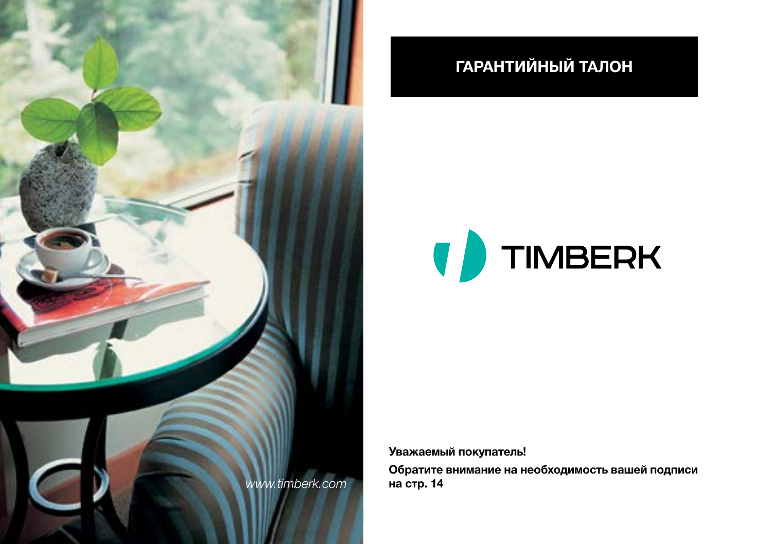# ГАРАНТИЙНЫЙ ТАЛОН

TIMBERK

www.timberk.com

**Уважаемый покупатель!**

**Обратите внимание на необходимость вашей подписи на стр. 14**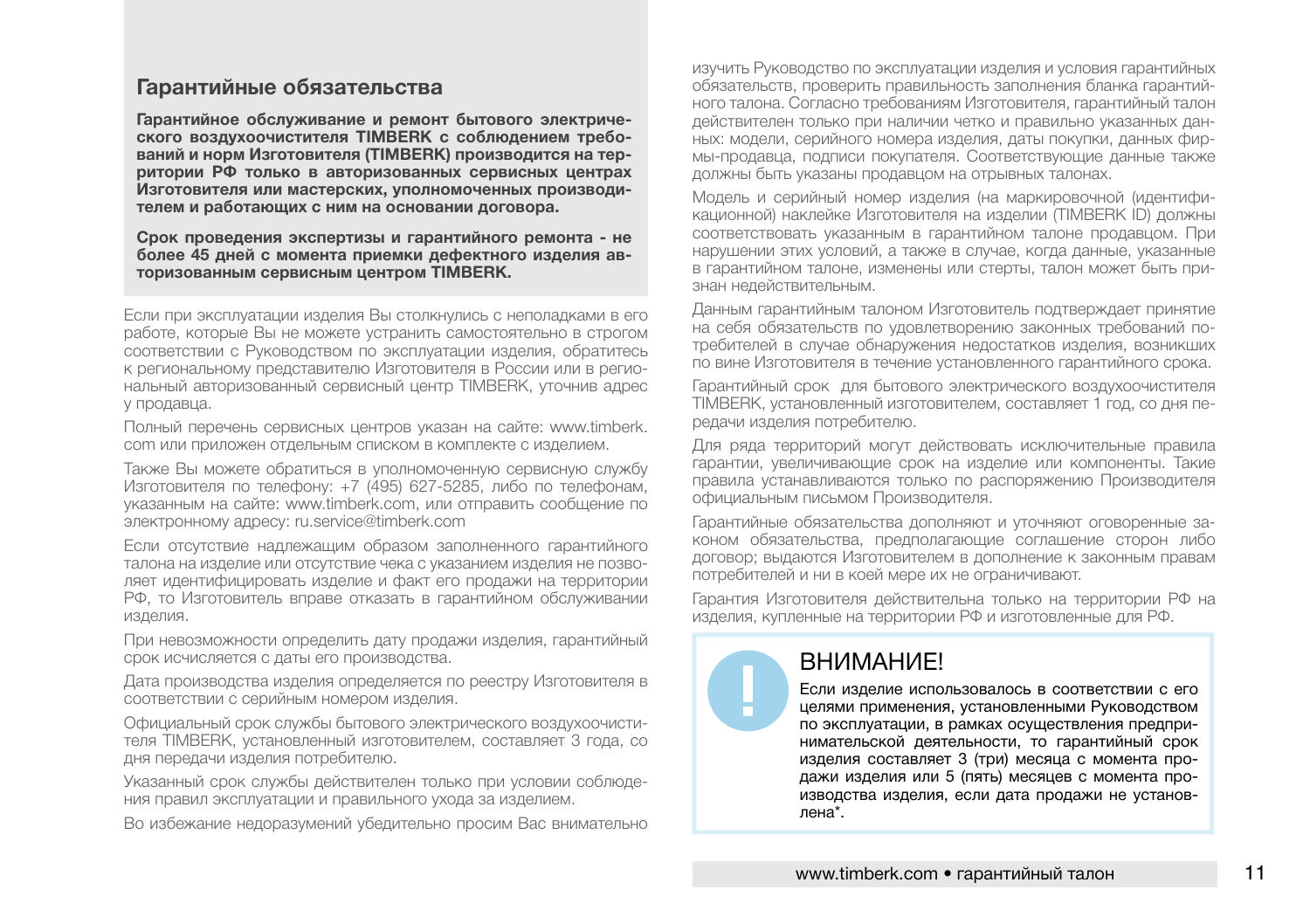## Гарантийные обязательства

**Гарантийное обслуживание и ремонт бытового электрического воздухоочистителя TIMBERK с соблюдением требований и норм Изготовителя (TIMBERK) производится на территории РФ только в авторизованных сервисных центрах Изготовителя или мастерских, уполномоченных производителем и работающих с ним на основании договора.**

**Срок проведения экспертизы и гарантийного ремонта - не более 45 дней с момента приемки дефектного изделия авторизованным сервисным центром TIMBERK.**

Если при эксплуатации изделия Вы столкнулись с неполадками в его работе, которые Вы не можете устранить самостоятельно в строгом соответствии с Руководством по эксплуатации изделия, обратитесь к региональному представителю Изготовителя в России или в региональный авторизованный сервисный центр TIMBERK, уточнив адрес у продавца.

Полный перечень сервисных центров указан на сайте: www.timberk.com или приложен отдельным списком в комплекте с изделием.

Также Вы можете обратиться в уполномоченную сервисную службу Изготовителя по телефону: +7 (495) 627-5285, либо по телефонам, указанным на сайте: www.timberk.com, или отправить сообщение по электронному адресу: ru.service@timberk.com

Если отсутствие надлежащим образом заполненного гарантийного талона на изделие или отсутствие чека с указанием изделия не позволяет идентифицировать изделие и факт его продажи на территории РФ, то Изготовитель вправе отказать в гарантийном обслуживании изделия.

При невозможности определить дату продажи изделия, гарантийный срок исчисляется с даты его производства.

Дата производства изделия определяется по реестру Изготовителя в соответствии с серийным номером изделия.

Официальный срок службы бытового электрического воздухоочистителя TIMBERK, установленный изготовителем, составляет 3 года, со дня передачи изделия потребителю.

Указанный срок службы действителен только при условии соблюдения правил эксплуатации и правильного ухода за изделием.

Во избежание недоразумений убедительно просим Вас внимательно изучить Руководство по эксплуатации изделия и условия гарантийных обязательств, проверить правильность заполнения бланка гарантийного талона. Согласно требованиям Изготовителя, гарантийный талон действителен только при наличии четко и правильно указанных данных: модели, серийного номера изделия, даты покупки, данных фирмы-продавца, подписи покупателя. Соответствующие данные также должны быть указаны продавцом на отрывных талонах.

Модель и серийный номер изделия (на маркировочной (идентификационной) наклейке Изготовителя на изделии (TIMBERK ID) должны соответствовать указанным в гарантийном талоне продавцом. При нарушении этих условий, а также в случае, когда данные, указанные в гарантийном талоне, изменены или стерты, талон может быть признан недействительным.

Данным гарантийным талоном Изготовитель подтверждает принятие на себя обязательств по удовлетворению законных требований потребителей в случае обнаружения недостатков изделия, возникших по вине Изготовителя в течение установленного гарантийного срока.

Гарантийный срок для бытового электрического воздухоочистителя TIMBERK, установленный изготовителем, составляет 1 год, со дня передачи изделия потребителю.

Для ряда территорий могут действовать исключительные правила гарантии, увеличивающие срок на изделие или компоненты. Такие правила устанавливаются только по распоряжению Производителя официальным письмом Производителя.

Гарантийные обязательства дополняют и уточняют оговоренные законом обязательства, предполагающие соглашение сторон либо договор; выдаются Изготовителем в дополнение к законным правам потребителей и ни в коей мере их не ограничивают.

Гарантия Изготовителя действительна только на территории РФ на изделия, купленные на территории РФ и изготовленные для РФ.

### ВНИМАНИЕ!

Если изделие использовалось в соответствии с его целями применения, установленными Руководством по эксплуатации, в рамках осуществления предпринимательской деятельности, то гарантийный срок изделия составляет 3 (три) месяца с момента продажи изделия или 5 (пять) месяцев с момента производства изделия, если дата продажи не установлена*.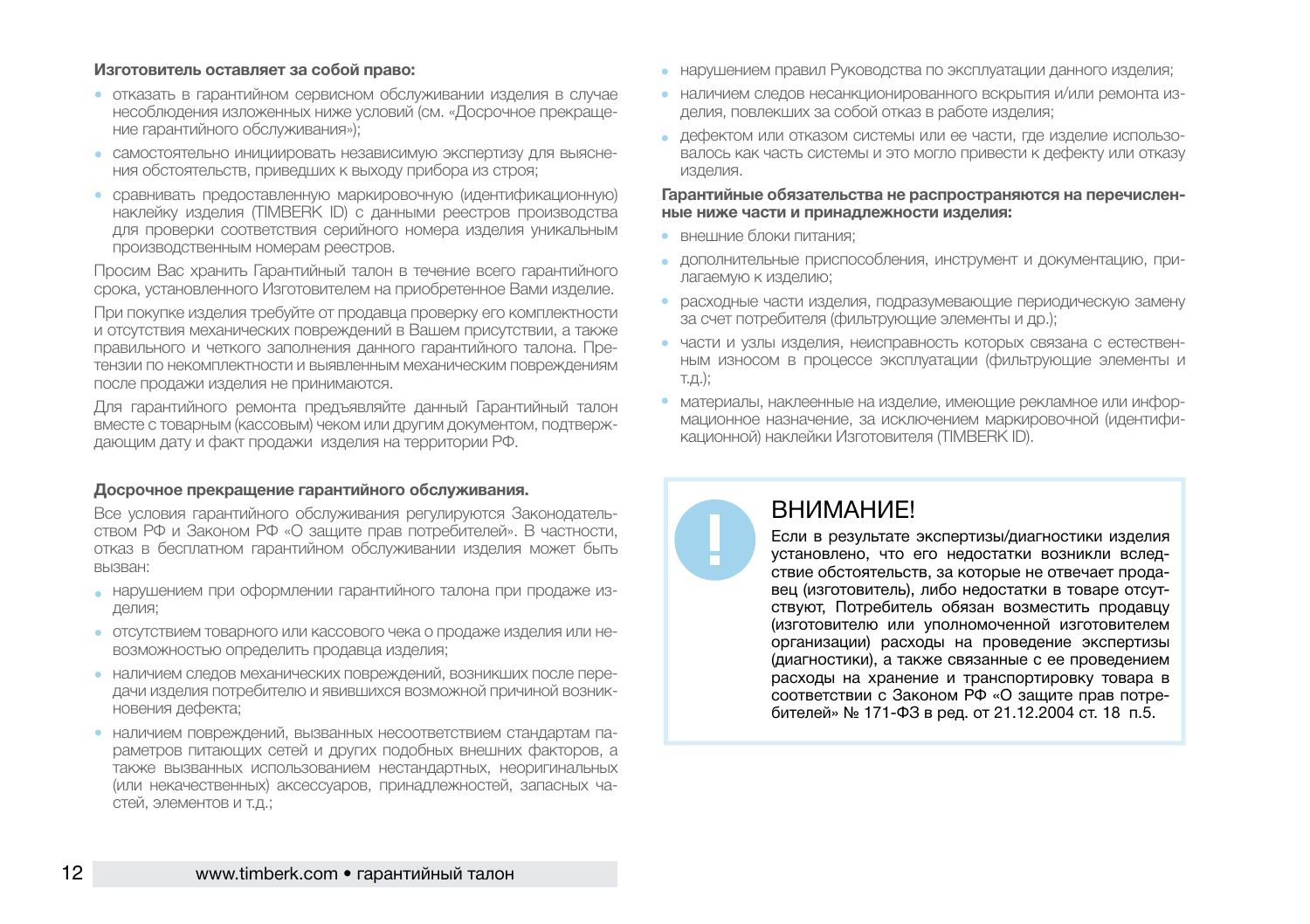**Изготовитель оставляет за собой право:**

- отказать в гарантийном сервисном обслуживании изделия в случае несоблюдения изложенных ниже условий (см. «Досрочное прекращение гарантийного обслуживания»);
- самостоятельно инициировать независимую экспертизу для выяснения обстоятельств, приведших к выходу прибора из строя;
- сравнивать предоставленную маркировочную (идентификационную) наклейку изделия (TIMBERK ID) с данными реестров производства для проверки соответствия серийного номера изделия уникальным производственным номерам реестров.

Просим Вас хранить Гарантийный талон в течение всего гарантийного срока, установленного Изготовителем на приобретенное Вами изделие.

При покупке изделия требуйте от продавца проверку его комплектности и отсутствия механических повреждений в Вашем присутствии, а также правильного и четкого заполнения данного гарантийного талона. Претензии по некомплектности и выявленным механическим повреждениям после продажи изделия не принимаются.

Для гарантийного ремонта предъявляйте данный Гарантийный талон вместе с товарным (кассовым) чеком или другим документом, подтверждающим дату и факт продажи изделия на территории РФ.

**Досрочное прекращение гарантийного обслуживания.**

Все условия гарантийного обслуживания регулируются Законодательством РФ и Законом РФ «О защите прав потребителей». В частности, отказ в бесплатном гарантийном обслуживании изделия может быть вызван:

- нарушением при оформлении гарантийного талона при продаже изделия;
- отсутствием товарного или кассового чека о продаже изделия или невозможностью определить продавца изделия;
- наличием следов механических повреждений, возникших после передачи изделия потребителю и явившихся возможной причиной возникновения дефекта;
- наличием повреждений, вызванных несоответствием стандартам параметров питающих сетей и других подобных внешних факторов, а также вызванных использованием нестандартных, неоригинальных (или некачественных) аксессуаров, принадлежностей, запасных частей, элементов и т.д.;
- нарушением правил Руководства по эксплуатации данного изделия;
- наличием следов несанкционированного вскрытия и/или ремонта изделия, повлекших за собой отказ в работе изделия;
- дефектом или отказом системы или ее части, где изделие использовалось как часть системы и это могло привести к дефекту или отказу изделия.

**Гарантийные обязательства не распространяются на перечисленные ниже части и принадлежности изделия:**

- внешние блоки питания;
- дополнительные приспособления, инструмент и документацию, прилагаемую к изделию;
- расходные части изделия, подразумевающие периодическую замену за счет потребителя (фильтрующие элементы и др.);
- части и узлы изделия, неисправность которых связана с естественным износом в процессе эксплуатации (фильтрующие элементы и т.д.);
- материалы, наклеенные на изделие, имеющие рекламное или информационное назначение, за исключением маркировочной (идентификационной) наклейки Изготовителя (TIMBERK ID).

**ВНИМАНИЕ!**

Если в результате экспертизы/диагностики изделия установлено, что его недостатки возникли вследствие обстоятельств, за которые не отвечает продавец (изготовитель), либо недостатки в товаре отсутствуют, Потребитель обязан возместить продавцу (изготовителю или уполномоченной изготовителем организации) расходы на проведение экспертизы (диагностики), а также связанные с ее проведением расходы на хранение и транспортировку товара в соответствии с Законом РФ «О защите прав потребителей» № 171-ФЗ в ред. от 21.12.2004 ст. 18 п.5.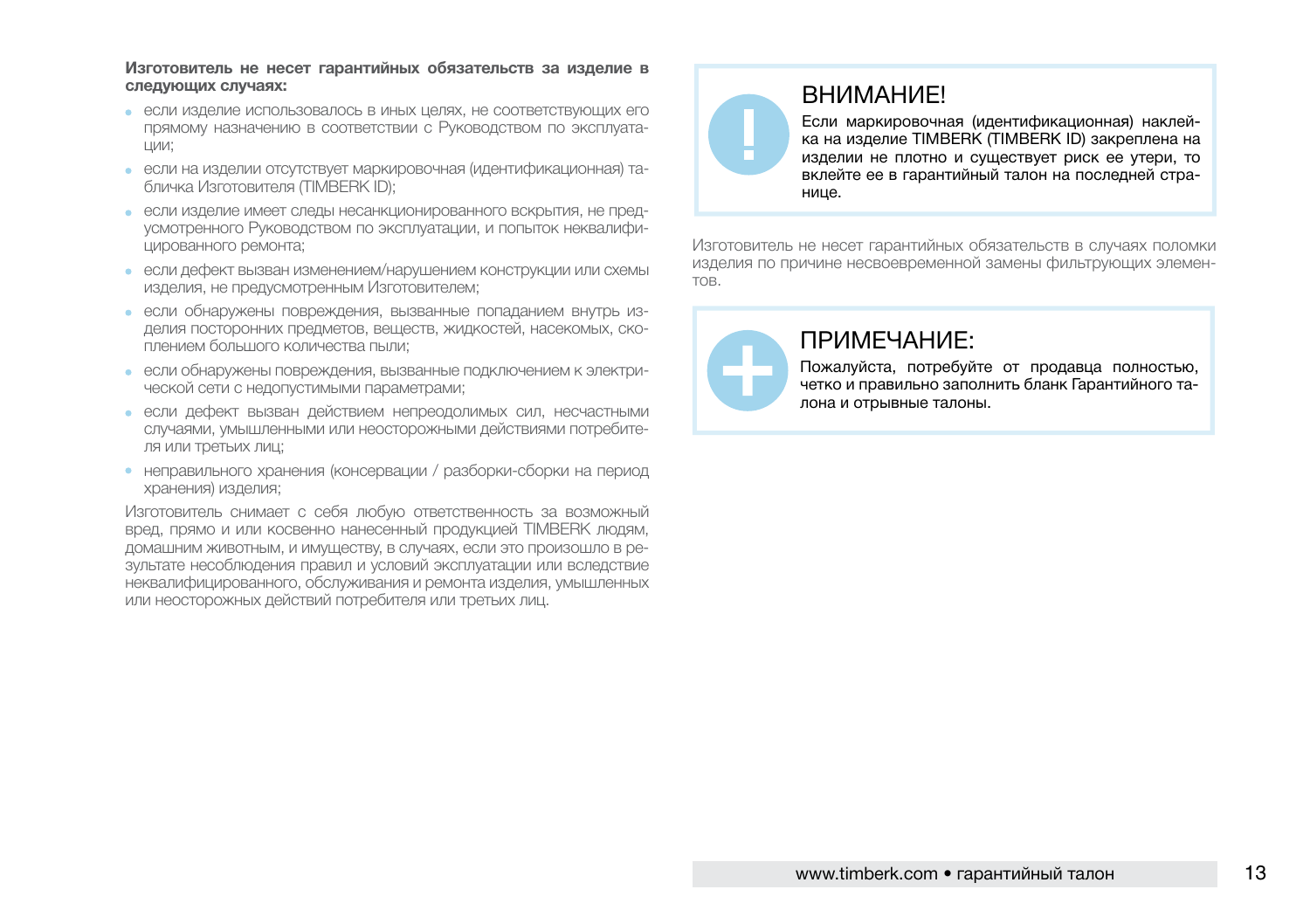**Изготовитель не несет гарантийных обязательств за изделие в следующих случаях:**

- если изделие использовалось в иных целях, не соответствующих его прямому назначению в соответствии с Руководством по эксплуатации;
- если на изделии отсутствует маркировочная (идентификационная) табличка Изготовителя (TIMBERK ID);
- если изделие имеет следы несанкционированного вскрытия, не предусмотренного Руководством по эксплуатации, и попыток неквалифицированного ремонта;
- если дефект вызван изменением/нарушением конструкции или схемы изделия, не предусмотренным Изготовителем;
- если обнаружены повреждения, вызванные попаданием внутрь изделия посторонних предметов, веществ, жидкостей, насекомых, скоплением большого количества пыли;
- если обнаружены повреждения, вызванные подключением к электрической сети с недопустимыми параметрами;
- если дефект вызван действием непреодолимых сил, несчастными случаями, умышленными или неосторожными действиями потребителя или третьих лиц;
- неправильного хранения (консервации / разборки-сборки на период хранения) изделия;

Изготовитель снимает с себя любую ответственность за возможный вред, прямо и или косвенно нанесенный продукцией TIMBERK людям, домашним животным, и имуществу, в случаях, если это произошло в результате несоблюдения правил и условий эксплуатации или вследствие неквалифицированного, обслуживания и ремонта изделия, умышленных или неосторожных действий потребителя или третьих лиц.

## ВНИМАНИЕ!

Если маркировочная (идентификационная) наклейка на изделие TIMBERK (TIMBERK ID) закреплена на изделии не плотно и существует риск ее утери, то вклейте ее в гарантийный талон на последней странице.

Изготовитель не несет гарантийных обязательств в случаях поломки изделия по причине несвоевременной замены фильтрующих элементов.

## ПРИМЕЧАНИЕ:

Пожалуйста, потребуйте от продавца полностью, четко и правильно заполнить бланк Гарантийного талона и отрывные талоны.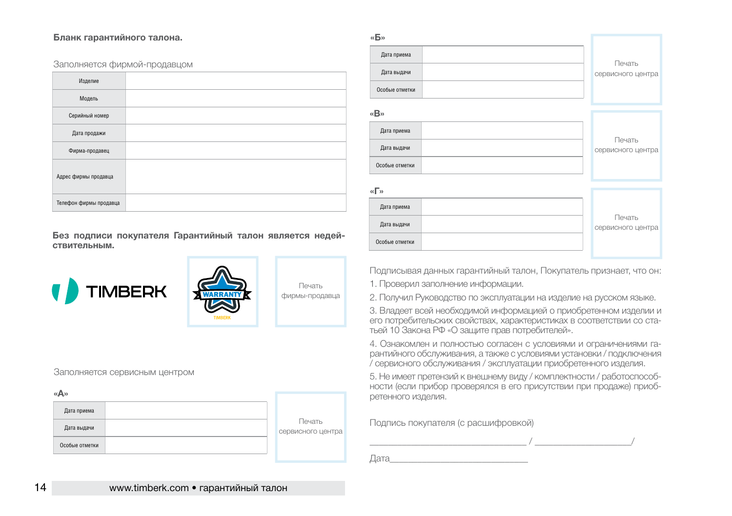**Бланк гарантийного талона.**

Заполняется фирмой-продавцом

| Изделие | |
|---|---|
| Модель | |
| Серийный номер | |
| Дата продажи | |
| Фирма-продавец | |
| Адрес фирмы продавца | |
| Телефон фирмы продавца | |

**Без подписи покупателя Гарантийный талон является недействительным.**

TIMBERK

WARRANTY TIMBERK

Печать фирмы-продавца

Заполняется сервисным центром

**«А»**

| Дата приема | |
|---|---|
| Дата выдачи | |
| Особые отметки | |

Печать сервисного центра

**«Б»**

| Дата приема | |
|---|---|
| Дата выдачи | |
| Особые отметки | |

Печать сервисного центра

**«В»**

| Дата приема | |
|---|---|
| Дата выдачи | |
| Особые отметки | |

Печать сервисного центра

**«Г»**

| Дата приема | |
|---|---|
| Дата выдачи | |
| Особые отметки | |

Печать сервисного центра

Подписывая данных гарантийный талон, Покупатель признает, что он:

1. Проверил заполнение информации.
2. Получил Руководство по эксплуатации на изделие на русском языке.
3. Владеет всей необходимой информацией о приобретенном изделии и его потребительских свойствах, характеристиках в соответствии со статьей 10 Закона РФ «О защите прав потребителей».
4. Ознакомлен и полностью согласен с условиями и ограничениями гарантийного обслуживания, а также с условиями установки / подключения / сервисного обслуживания / эксплуатации приобретенного изделия.
5. Не имеет претензий к внешнему виду / комплектности / работоспособности (если прибор проверялся в его присутствии при продаже) приобретенного изделия.

Подпись покупателя (с расшифровкой)

________________________________ / ____________________/

Дата____________________________

www.timberk.com • гарантийный талон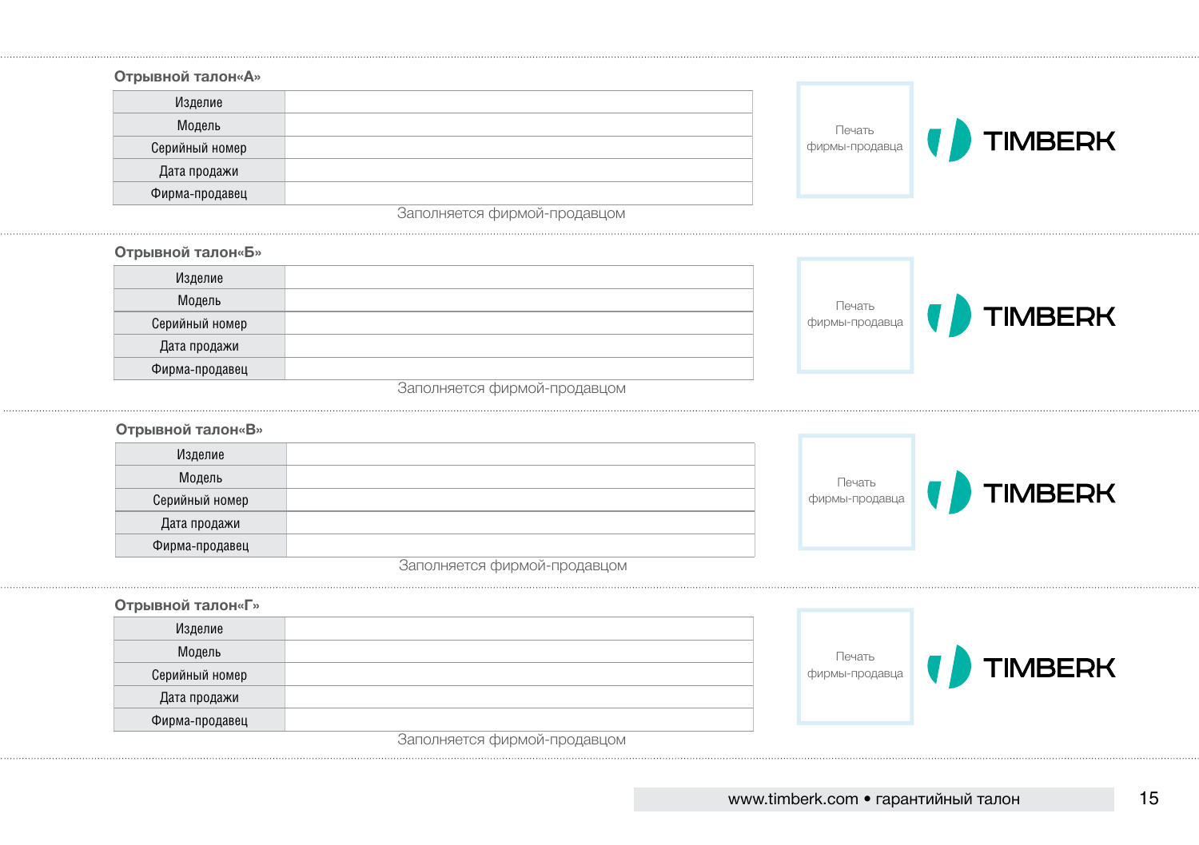**Отрывной талон«А»**

| Изделие | |
|---|---|
| Модель | |
| Серийный номер | |
| Дата продажи | |
| Фирма-продавец | |

Заполняется фирмой-продавцом

Печать фирмы-продавца

TIMBERK

**Отрывной талон«Б»**

| Изделие | |
|---|---|
| Модель | |
| Серийный номер | |
| Дата продажи | |
| Фирма-продавец | |

Заполняется фирмой-продавцом

Печать фирмы-продавца

TIMBERK

**Отрывной талон«В»**

| Изделие | |
|---|---|
| Модель | |
| Серийный номер | |
| Дата продажи | |
| Фирма-продавец | |

Заполняется фирмой-продавцом

Печать фирмы-продавца

TIMBERK

**Отрывной талон«Г»**

| Изделие | |
|---|---|
| Модель | |
| Серийный номер | |
| Дата продажи | |
| Фирма-продавец | |

Заполняется фирмой-продавцом

Печать фирмы-продавца

TIMBERK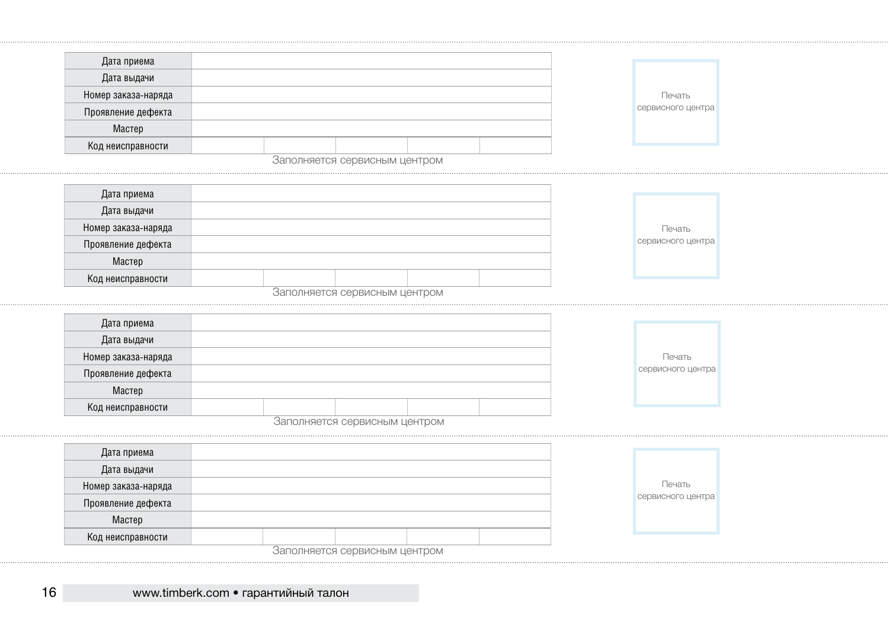| Дата приема | | | | | |
|---|---|---|---|---|---|
| Дата выдачи | | | | | |
| Номер заказа-наряда | | | | | |
| Проявление дефекта | | | | | |
| Мастер | | | | | |
| Код неисправности | | | | | |

Заполняется сервисным центром

Печать сервисного центра

| Дата приема | | | | | |
|---|---|---|---|---|---|
| Дата выдачи | | | | | |
| Номер заказа-наряда | | | | | |
| Проявление дефекта | | | | | |
| Мастер | | | | | |
| Код неисправности | | | | | |

Заполняется сервисным центром

Печать сервисного центра

| Дата приема | | | | | |
|---|---|---|---|---|---|
| Дата выдачи | | | | | |
| Номер заказа-наряда | | | | | |
| Проявление дефекта | | | | | |
| Мастер | | | | | |
| Код неисправности | | | | | |

Заполняется сервисным центром

Печать сервисного центра

| Дата приема | | | | | |
|---|---|---|---|---|---|
| Дата выдачи | | | | | |
| Номер заказа-наряда | | | | | |
| Проявление дефекта | | | | | |
| Мастер | | | | | |
| Код неисправности | | | | | |

Заполняется сервисным центром

Печать сервисного центра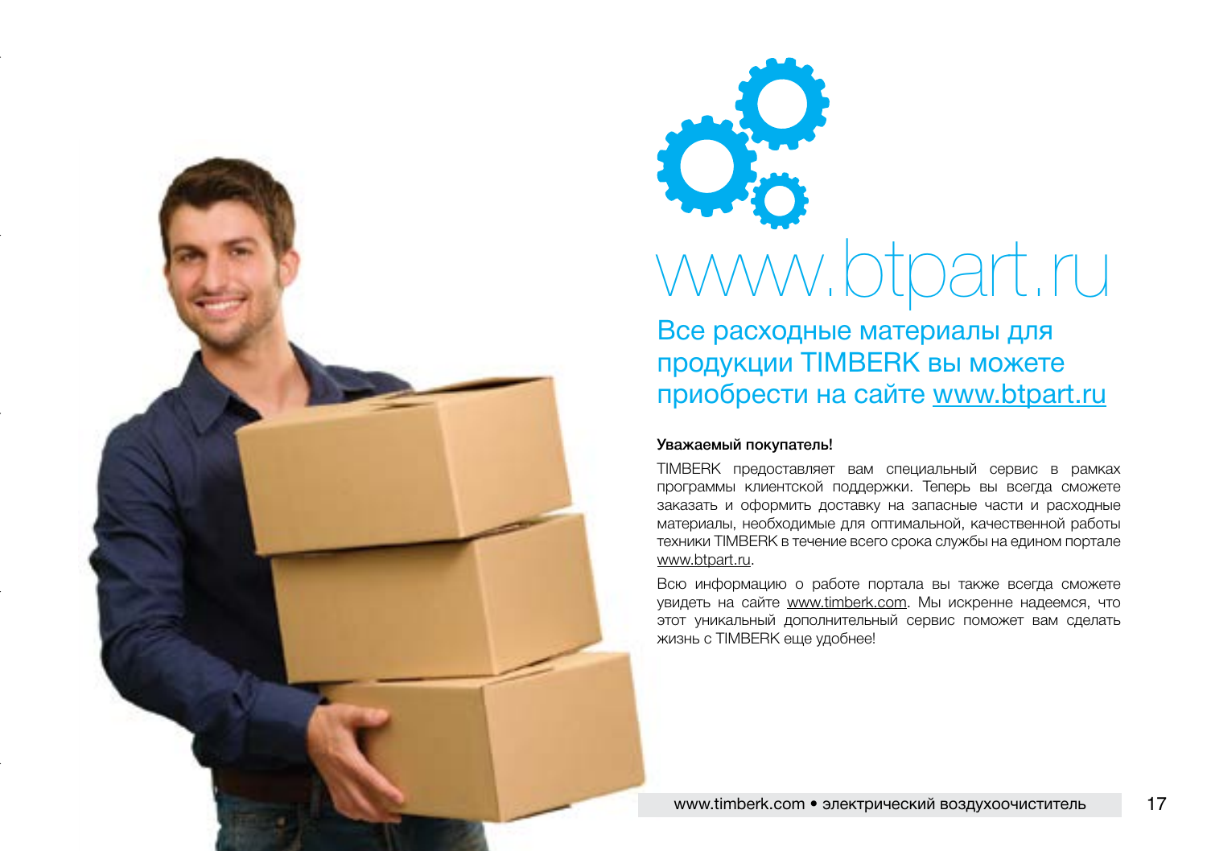# www.btpart.ru

## Все расходные материалы для продукции TIMBERK вы можете приобрести на сайте www.btpart.ru

**Уважаемый покупатель!**

TIMBERK предоставляет вам специальный сервис в рамках программы клиентской поддержки. Теперь вы всегда сможете заказать и оформить доставку на запасные части и расходные материалы, необходимые для оптимальной, качественной работы техники TIMBERK в течение всего срока службы на едином портале www.btpart.ru.

Всю информацию о работе портала вы также всегда сможете увидеть на сайте www.timberk.com. Мы искренне надеемся, что этот уникальный дополнительный сервис поможет вам сделать жизнь с TIMBERK еще удобнее!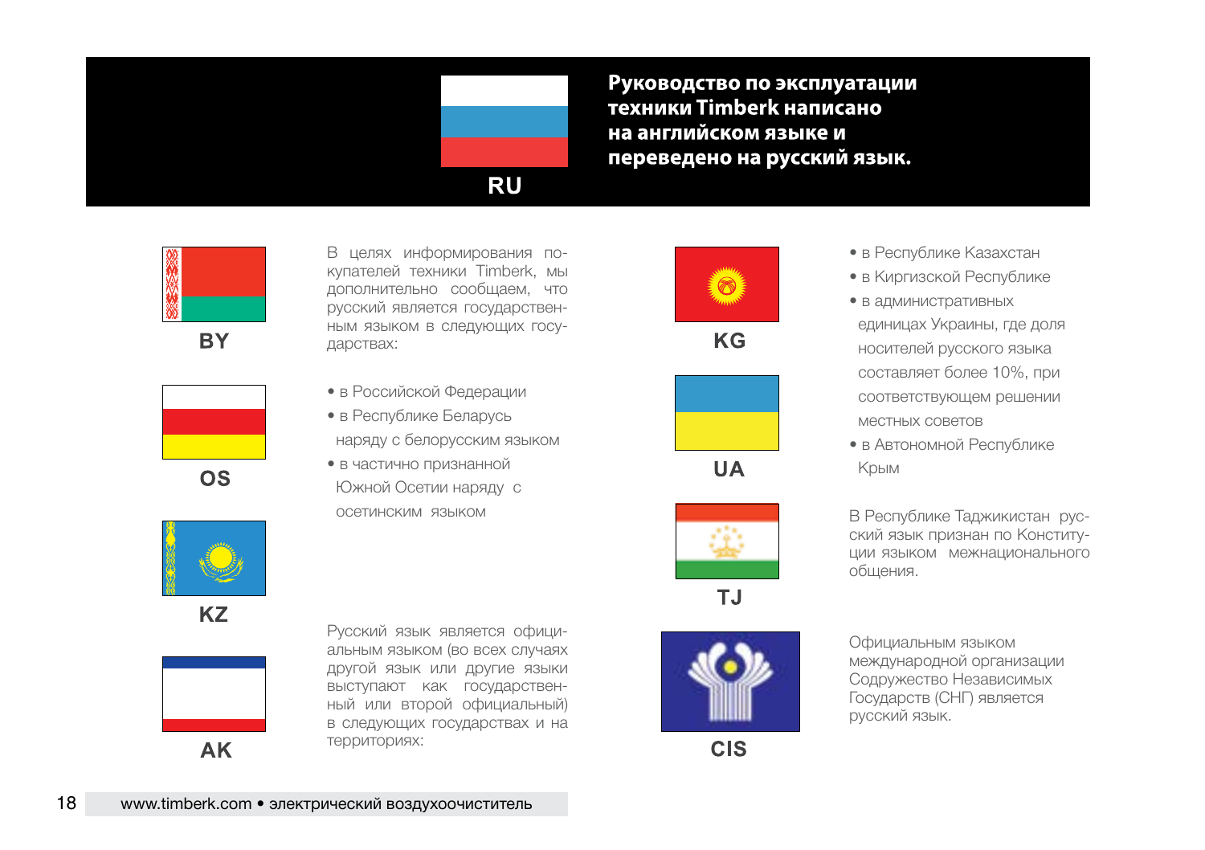RU

**Руководство по эксплуатации техники Timberk написано на английском языке и переведено на русский язык.**

BY

OS

KZ

AK

В целях информирования покупателей техники Timberk, мы дополнительно сообщаем, что русский является государственным языком в следующих государствах:

- в Российской Федерации
- в Республике Беларусь наряду с белорусским языком
- в частично признанной Южной Осетии наряду с осетинским языком

Русский язык является официальным языком (во всех случаях другой язык или другие языки выступают как государственный или второй официальный) в следующих государствах и на территориях:

KG

UA

TJ

CIS

- в Республике Казахстан
- в Киргизской Республике
- в административных единицах Украины, где доля носителей русского языка составляет более 10%, при соответствующем решении местных советов
- в Автономной Республике Крым

В Республике Таджикистан русский язык признан по Конституции языком межнационального общения.

Официальным языком международной организации Содружество Независимых Государств (СНГ) является русский язык.

www.timberk.com • электрический воздухоочиститель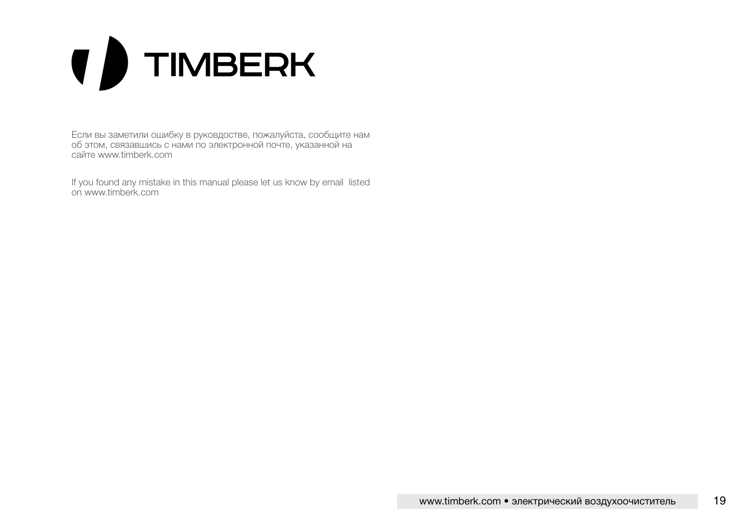# TIMBERK

Если вы заметили ошибку в руководстве, пожалуйста, сообщите нам об этом, связавшись с нами по электронной почте, указанной на сайте www.timberk.com

If you found any mistake in this manual please let us know by email listed on www.timberk.com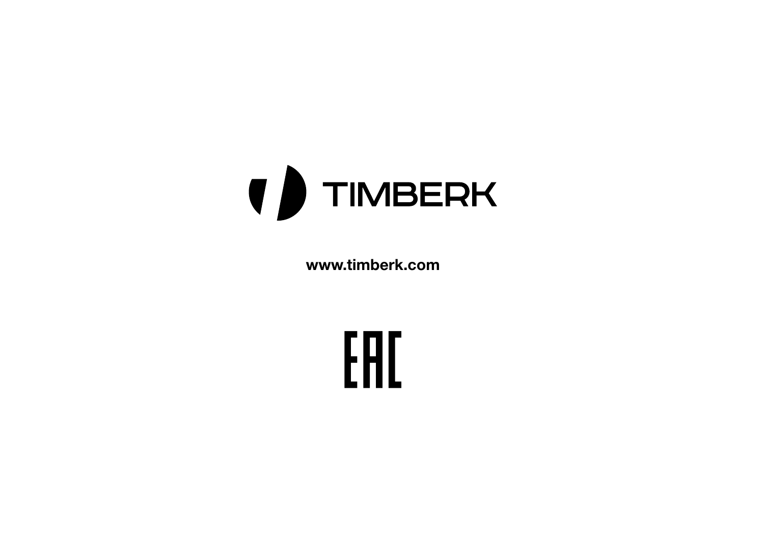TIMBERK

www.timberk.com

EAC